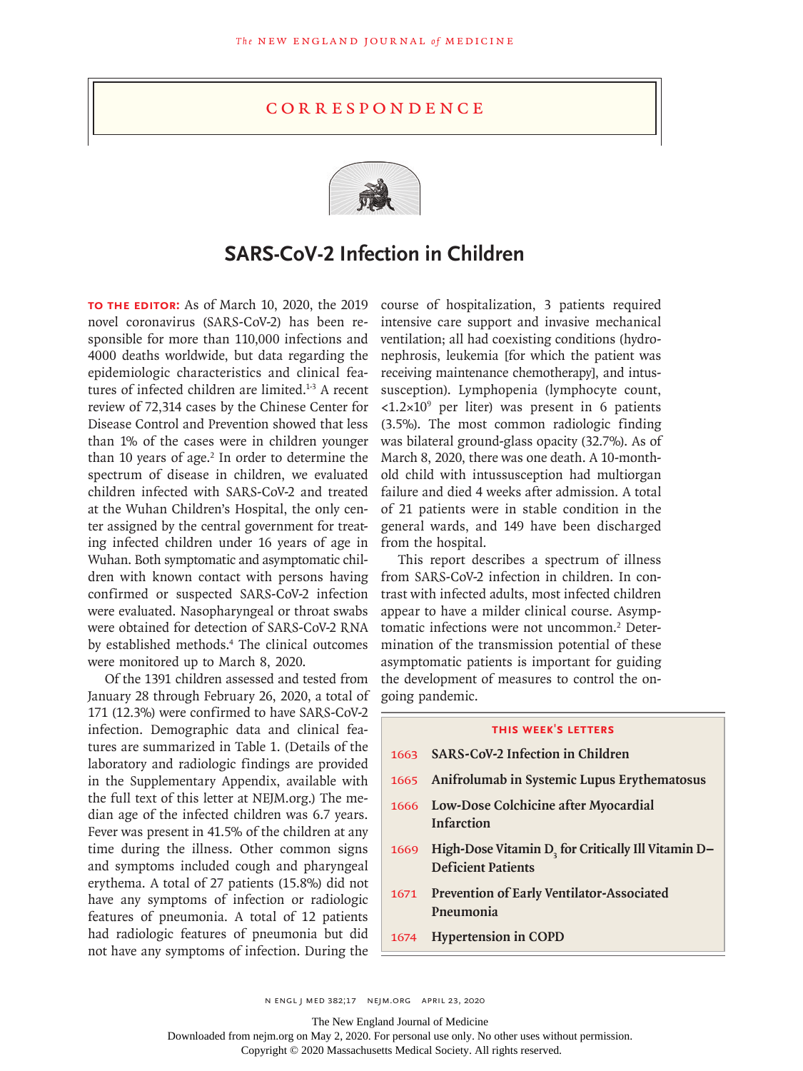# Correspondence

## SARS-CoV-2 Infection in Children

**TO THE EDITOR:** As of March 10, 2020, the 2019 novel coronavirus (SARS-CoV-2) has been responsible for more than 110,000 infections and 4000 deaths worldwide, but data regarding the epidemiologic characteristics and clinical features of infected children are limited.[1-3] A recent review of 72,314 cases by the Chinese Center for Disease Control and Prevention showed that less than 1% of the cases were in children younger than 10 years of age.[2] In order to determine the spectrum of disease in children, we evaluated children infected with SARS-CoV-2 and treated at the Wuhan Children's Hospital, the only center assigned by the central government for treating infected children under 16 years of age in Wuhan. Both symptomatic and asymptomatic children with known contact with persons having confirmed or suspected SARS-CoV-2 infection were evaluated. Nasopharyngeal or throat swabs were obtained for detection of SARS-CoV-2 RNA by established methods.[4] The clinical outcomes were monitored up to March 8, 2020.

Of the 1391 children assessed and tested from January 28 through February 26, 2020, a total of 171 (12.3%) were confirmed to have SARS-CoV-2 infection. Demographic data and clinical features are summarized in Table 1. (Details of the laboratory and radiologic findings are provided in the Supplementary Appendix, available with the full text of this letter at NEJM.org.) The median age of the infected children was 6.7 years. Fever was present in 41.5% of the children at any time during the illness. Other common signs and symptoms included cough and pharyngeal erythema. A total of 27 patients (15.8%) did not have any symptoms of infection or radiologic features of pneumonia. A total of 12 patients had radiologic features of pneumonia but did not have any symptoms of infection. During the course of hospitalization, 3 patients required intensive care support and invasive mechanical ventilation; all had coexisting conditions (hydronephrosis, leukemia [for which the patient was receiving maintenance chemotherapy], and intussusception). Lymphopenia (lymphocyte count, $<1.2\times10^9$ per liter) was present in 6 patients (3.5%). The most common radiologic finding was bilateral ground-glass opacity (32.7%). As of March 8, 2020, there was one death. A 10-month-old child with intussusception had multiorgan failure and died 4 weeks after admission. A total of 21 patients were in stable condition in the general wards, and 149 have been discharged from the hospital.

This report describes a spectrum of illness from SARS-CoV-2 infection in children. In contrast with infected adults, most infected children appear to have a milder clinical course. Asymptomatic infections were not uncommon.[2] Determination of the transmission potential of these asymptomatic patients is important for guiding the development of measures to control the ongoing pandemic.

**THIS WEEK'S LETTERS**

- 1663 SARS-CoV-2 Infection in Children
- 1665 Anifrolumab in Systemic Lupus Erythematosus
- 1666 Low-Dose Colchicine after Myocardial Infarction
- 1669 High-Dose Vitamin $D_3$ for Critically Ill Vitamin D–Deficient Patients
- 1671 Prevention of Early Ventilator-Associated Pneumonia
- 1674 Hypertension in COPD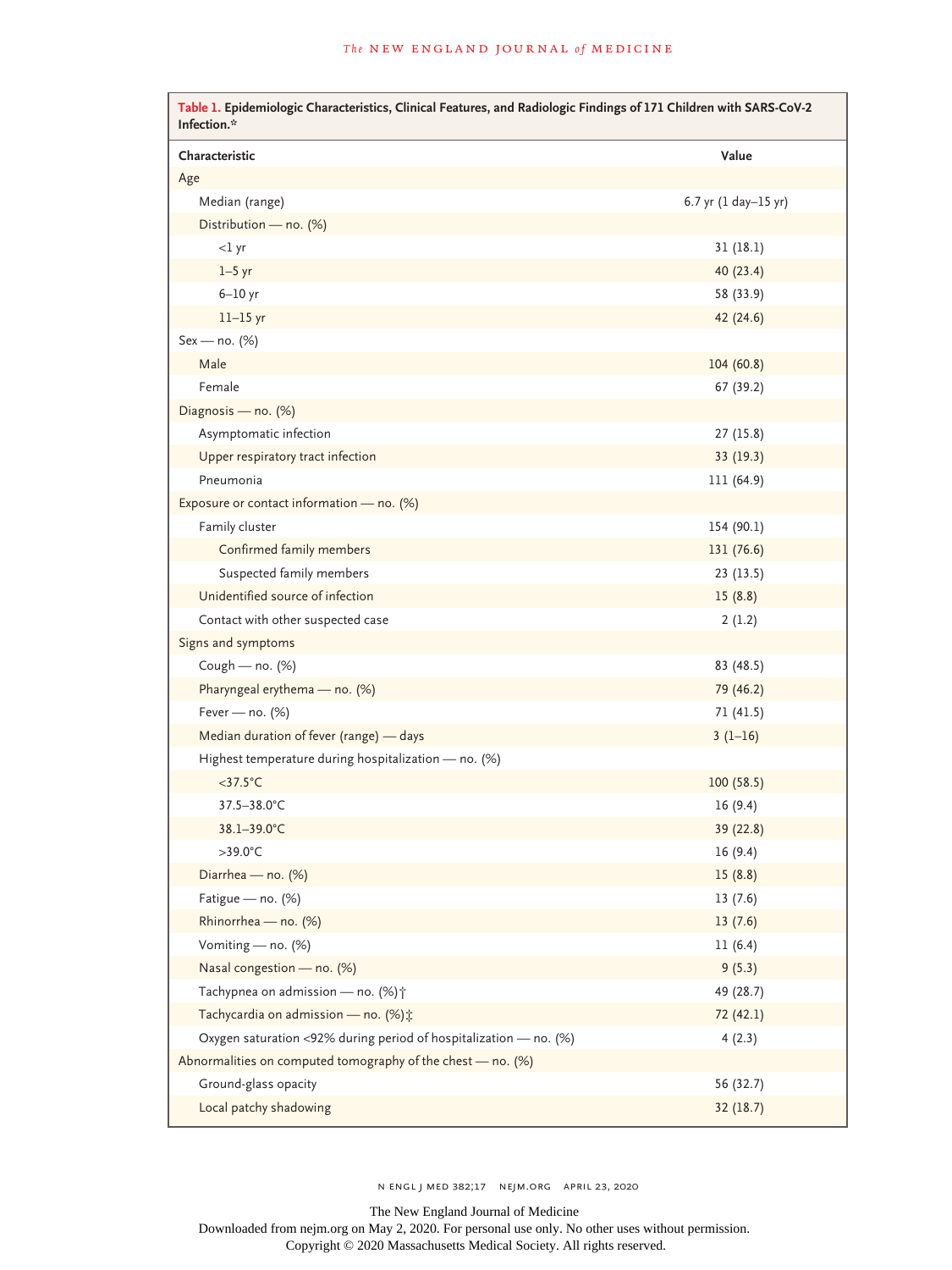| **Table 1.** Epidemiologic Characteristics, Clinical Features, and Radiologic Findings of 171 Children with SARS-CoV-2 Infection.* | |
|---|---|
| **Characteristic** | **Value** |
| Age | |
| Median (range) | 6.7 yr (1 day–15 yr) |
| Distribution — no. (%) | |
| <1 yr | 31 (18.1) |
| 1–5 yr | 40 (23.4) |
| 6–10 yr | 58 (33.9) |
| 11–15 yr | 42 (24.6) |
| Sex — no. (%) | |
| Male | 104 (60.8) |
| Female | 67 (39.2) |
| Diagnosis — no. (%) | |
| Asymptomatic infection | 27 (15.8) |
| Upper respiratory tract infection | 33 (19.3) |
| Pneumonia | 111 (64.9) |
| Exposure or contact information — no. (%) | |
| Family cluster | 154 (90.1) |
| Confirmed family members | 131 (76.6) |
| Suspected family members | 23 (13.5) |
| Unidentified source of infection | 15 (8.8) |
| Contact with other suspected case | 2 (1.2) |
| Signs and symptoms | |
| Cough — no. (%) | 83 (48.5) |
| Pharyngeal erythema — no. (%) | 79 (46.2) |
| Fever — no. (%) | 71 (41.5) |
| Median duration of fever (range) — days | 3 (1–16) |
| Highest temperature during hospitalization — no. (%) | |
| <37.5°C | 100 (58.5) |
| 37.5–38.0°C | 16 (9.4) |
| 38.1–39.0°C | 39 (22.8) |
| >39.0°C | 16 (9.4) |
| Diarrhea — no. (%) | 15 (8.8) |
| Fatigue — no. (%) | 13 (7.6) |
| Rhinorrhea — no. (%) | 13 (7.6) |
| Vomiting — no. (%) | 11 (6.4) |
| Nasal congestion — no. (%) | 9 (5.3) |
| Tachypnea on admission — no. (%)† | 49 (28.7) |
| Tachycardia on admission — no. (%)‡ | 72 (42.1) |
| Oxygen saturation <92% during period of hospitalization — no. (%) | 4 (2.3) |
| Abnormalities on computed tomography of the chest — no. (%) | |
| Ground-glass opacity | 56 (32.7) |
| Local patchy shadowing | 32 (18.7) |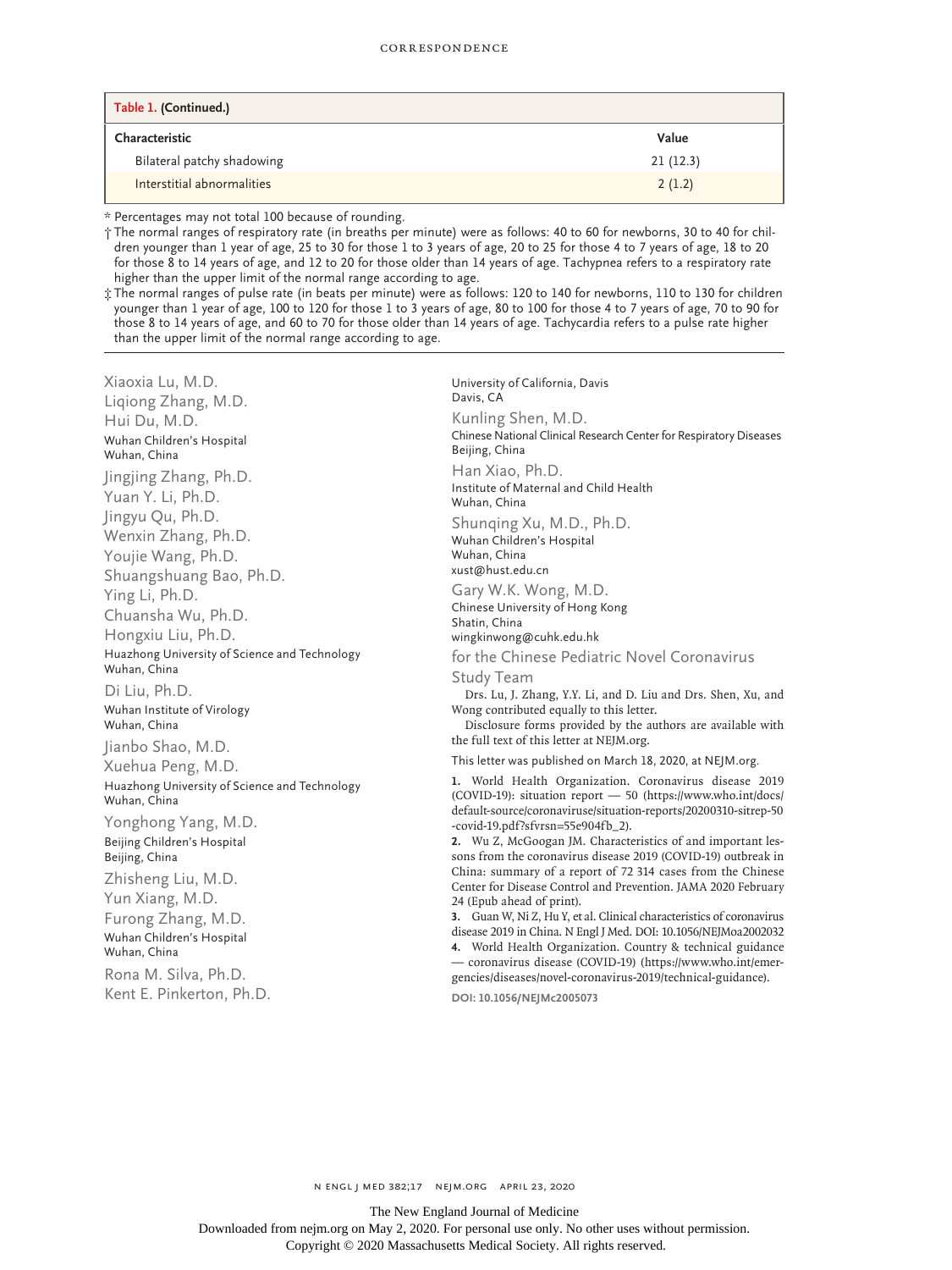**Table 1. (Continued.)**

| Characteristic | Value |
|---|---|
| Bilateral patchy shadowing | 21 (12.3) |
| Interstitial abnormalities | 2 (1.2) |

* Percentages may not total 100 because of rounding.

† The normal ranges of respiratory rate (in breaths per minute) were as follows: 40 to 60 for newborns, 30 to 40 for children younger than 1 year of age, 25 to 30 for those 1 to 3 years of age, 20 to 25 for those 4 to 7 years of age, 18 to 20 for those 8 to 14 years of age, and 12 to 20 for those older than 14 years of age. Tachypnea refers to a respiratory rate higher than the upper limit of the normal range according to age.

‡ The normal ranges of pulse rate (in beats per minute) were as follows: 120 to 140 for newborns, 110 to 130 for children younger than 1 year of age, 100 to 120 for those 1 to 3 years of age, 80 to 100 for those 4 to 7 years of age, 70 to 90 for those 8 to 14 years of age, and 60 to 70 for those older than 14 years of age. Tachycardia refers to a pulse rate higher than the upper limit of the normal range according to age.

Xiaoxia Lu, M.D.
Liqiong Zhang, M.D.
Hui Du, M.D.
Wuhan Children's Hospital
Wuhan, China

Jingjing Zhang, Ph.D.
Yuan Y. Li, Ph.D.
Jingyu Qu, Ph.D.
Wenxin Zhang, Ph.D.
Youjie Wang, Ph.D.
Shuangshuang Bao, Ph.D.
Ying Li, Ph.D.
Chuansha Wu, Ph.D.
Hongxiu Liu, Ph.D.
Huazhong University of Science and Technology
Wuhan, China

Di Liu, Ph.D.
Wuhan Institute of Virology
Wuhan, China

Jianbo Shao, M.D.
Xuehua Peng, M.D.
Huazhong University of Science and Technology
Wuhan, China

Yonghong Yang, M.D.
Beijing Children's Hospital
Beijing, China

Zhisheng Liu, M.D.
Yun Xiang, M.D.
Furong Zhang, M.D.
Wuhan Children's Hospital
Wuhan, China

Rona M. Silva, Ph.D.
Kent E. Pinkerton, Ph.D.
University of California, Davis
Davis, CA

Kunling Shen, M.D.
Chinese National Clinical Research Center for Respiratory Diseases
Beijing, China

Han Xiao, Ph.D.
Institute of Maternal and Child Health
Wuhan, China

Shunqing Xu, M.D., Ph.D.
Wuhan Children's Hospital
Wuhan, China
xust@hust.edu.cn

Gary W.K. Wong, M.D.
Chinese University of Hong Kong
Shatin, China
wingkinwong@cuhk.edu.hk

for the Chinese Pediatric Novel Coronavirus Study Team

Drs. Lu, J. Zhang, Y.Y. Li, and D. Liu and Drs. Shen, Xu, and Wong contributed equally to this letter.

Disclosure forms provided by the authors are available with the full text of this letter at NEJM.org.

This letter was published on March 18, 2020, at NEJM.org.

1. World Health Organization. Coronavirus disease 2019 (COVID-19): situation report — 50 (https://www.who.int/docs/default-source/coronaviruse/situation-reports/20200310-sitrep-50-covid-19.pdf?sfvrsn=55e904fb_2).
2. Wu Z, McGoogan JM. Characteristics of and important lessons from the coronavirus disease 2019 (COVID-19) outbreak in China: summary of a report of 72 314 cases from the Chinese Center for Disease Control and Prevention. JAMA 2020 February 24 (Epub ahead of print).
3. Guan W, Ni Z, Hu Y, et al. Clinical characteristics of coronavirus disease 2019 in China. N Engl J Med. DOI: 10.1056/NEJMoa2002032
4. World Health Organization. Country & technical guidance — coronavirus disease (COVID-19) (https://www.who.int/emergencies/diseases/novel-coronavirus-2019/technical-guidance).

DOI: 10.1056/NEJMc2005073